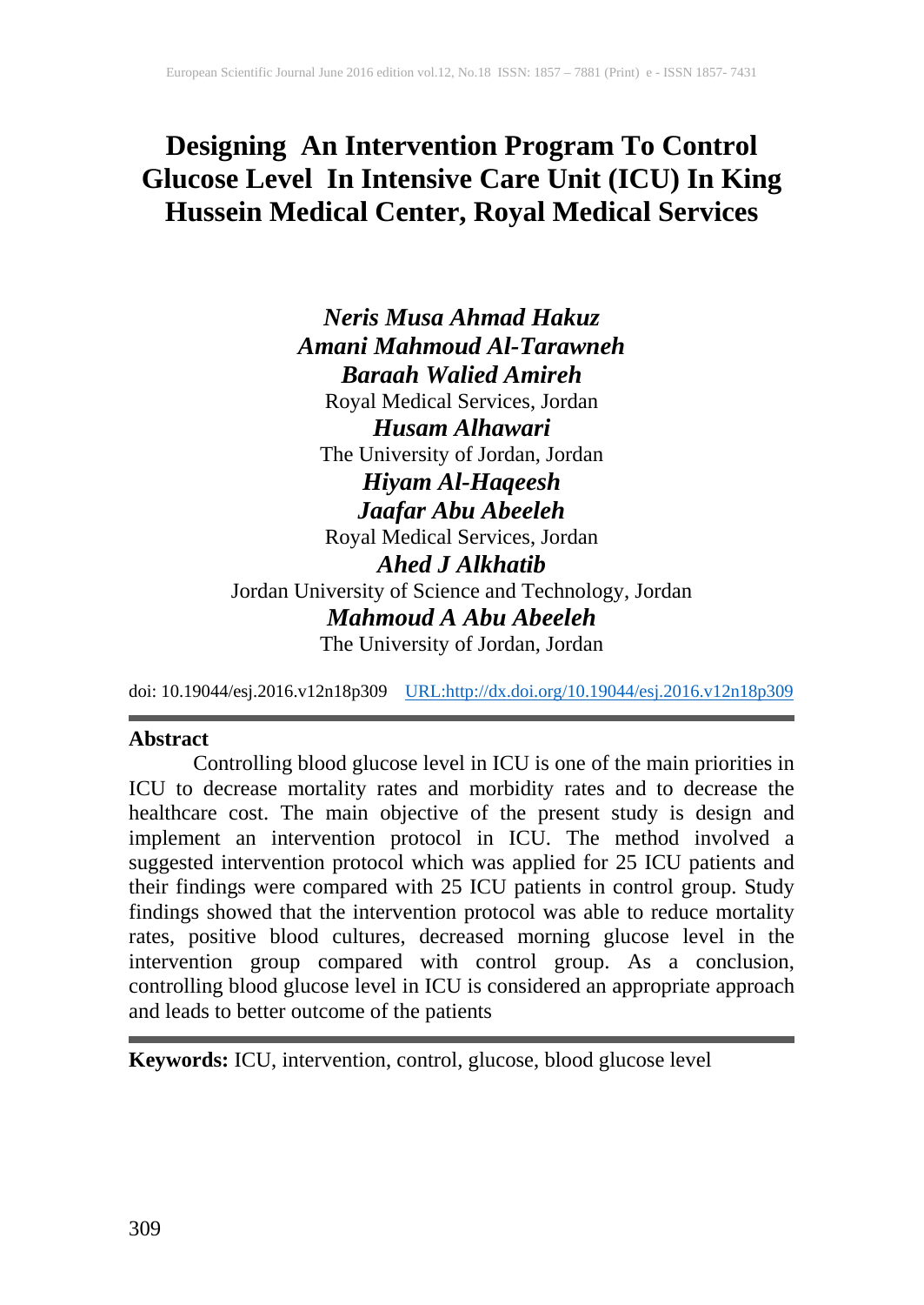# Designing An Intervention Program To Control Glucose Level In Intensive Care Unit (ICU) In King Hussein Medical Center, Royal Medical Services

***Neris Musa Ahmad Hakuz***
***Amani Mahmoud Al-Tarawneh***
***Baraah Walied Amireh***
Royal Medical Services, Jordan
***Husam Alhawari***
The University of Jordan, Jordan
***Hiyam Al-Haqeesh***
***Jaafar Abu Abeeleh***
Royal Medical Services, Jordan
***Ahed J Alkhatib***
Jordan University of Science and Technology, Jordan
***Mahmoud A Abu Abeeleh***
The University of Jordan, Jordan

doi: 10.19044/esj.2016.v12n18p309 URL:http://dx.doi.org/10.19044/esj.2016.v12n18p309

## Abstract

Controlling blood glucose level in ICU is one of the main priorities in ICU to decrease mortality rates and morbidity rates and to decrease the healthcare cost. The main objective of the present study is design and implement an intervention protocol in ICU. The method involved a suggested intervention protocol which was applied for 25 ICU patients and their findings were compared with 25 ICU patients in control group. Study findings showed that the intervention protocol was able to reduce mortality rates, positive blood cultures, decreased morning glucose level in the intervention group compared with control group. As a conclusion, controlling blood glucose level in ICU is considered an appropriate approach and leads to better outcome of the patients

**Keywords:** ICU, intervention, control, glucose, blood glucose level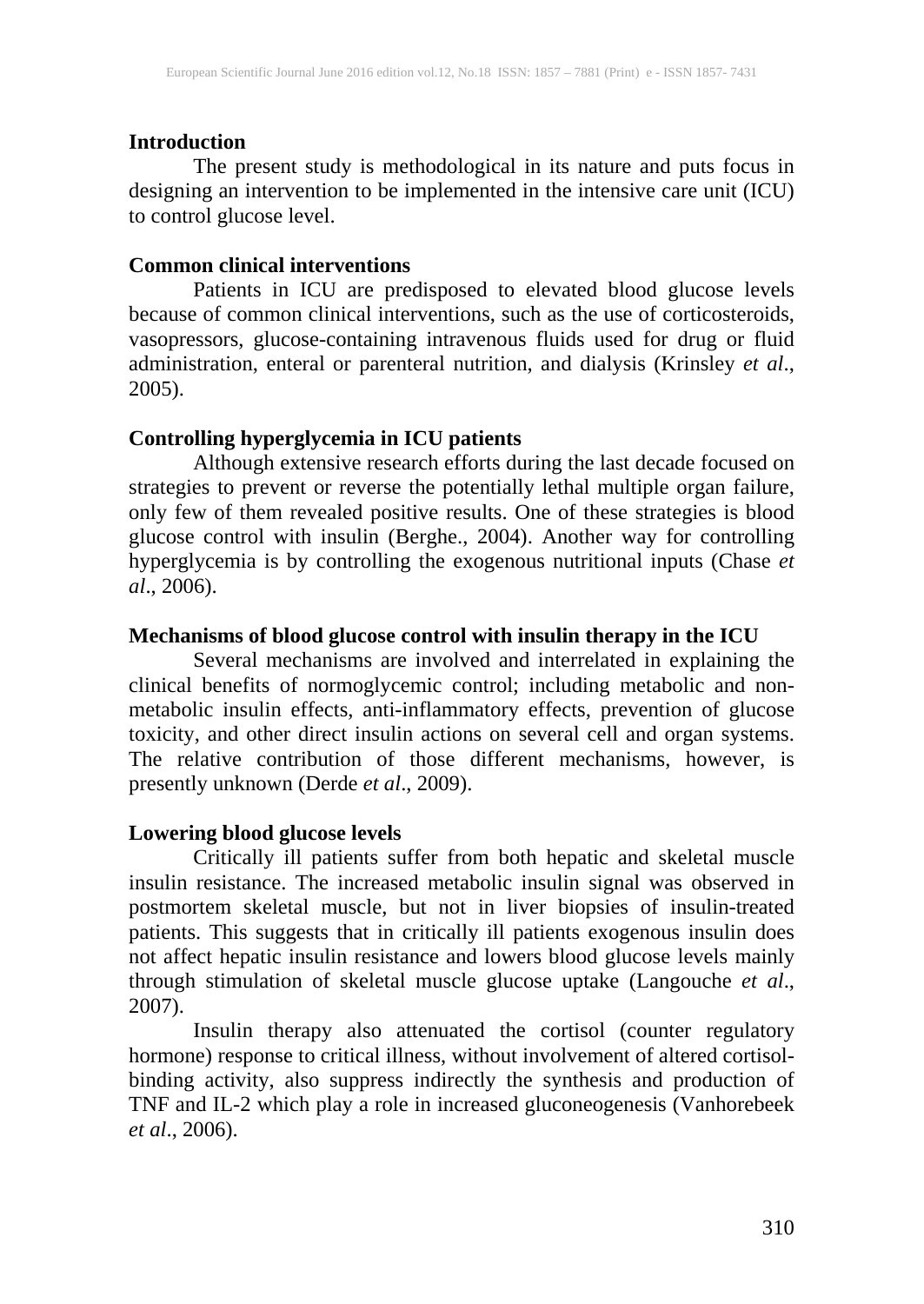## Introduction

The present study is methodological in its nature and puts focus in designing an intervention to be implemented in the intensive care unit (ICU) to control glucose level.

## Common clinical interventions

Patients in ICU are predisposed to elevated blood glucose levels because of common clinical interventions, such as the use of corticosteroids, vasopressors, glucose-containing intravenous fluids used for drug or fluid administration, enteral or parenteral nutrition, and dialysis (Krinsley *et al*., 2005).

## Controlling hyperglycemia in ICU patients

Although extensive research efforts during the last decade focused on strategies to prevent or reverse the potentially lethal multiple organ failure, only few of them revealed positive results. One of these strategies is blood glucose control with insulin (Berghe., 2004). Another way for controlling hyperglycemia is by controlling the exogenous nutritional inputs (Chase *et al*., 2006).

## Mechanisms of blood glucose control with insulin therapy in the ICU

Several mechanisms are involved and interrelated in explaining the clinical benefits of normoglycemic control; including metabolic and non-metabolic insulin effects, anti-inflammatory effects, prevention of glucose toxicity, and other direct insulin actions on several cell and organ systems. The relative contribution of those different mechanisms, however, is presently unknown (Derde *et al*., 2009).

## Lowering blood glucose levels

Critically ill patients suffer from both hepatic and skeletal muscle insulin resistance. The increased metabolic insulin signal was observed in postmortem skeletal muscle, but not in liver biopsies of insulin-treated patients. This suggests that in critically ill patients exogenous insulin does not affect hepatic insulin resistance and lowers blood glucose levels mainly through stimulation of skeletal muscle glucose uptake (Langouche *et al*., 2007).

Insulin therapy also attenuated the cortisol (counter regulatory hormone) response to critical illness, without involvement of altered cortisol-binding activity, also suppress indirectly the synthesis and production of TNF and IL-2 which play a role in increased gluconeogenesis (Vanhorebeek *et al*., 2006).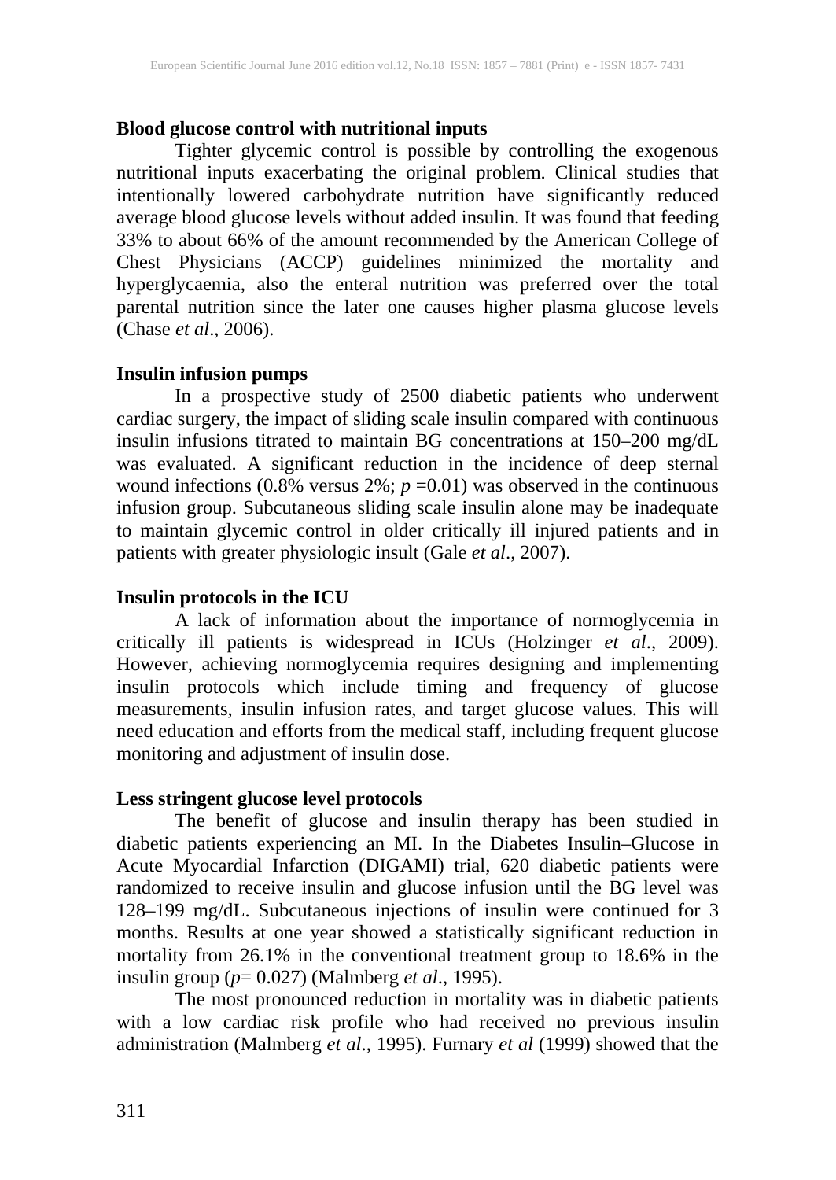**Blood glucose control with nutritional inputs**

Tighter glycemic control is possible by controlling the exogenous nutritional inputs exacerbating the original problem. Clinical studies that intentionally lowered carbohydrate nutrition have significantly reduced average blood glucose levels without added insulin. It was found that feeding 33% to about 66% of the amount recommended by the American College of Chest Physicians (ACCP) guidelines minimized the mortality and hyperglycaemia, also the enteral nutrition was preferred over the total parental nutrition since the later one causes higher plasma glucose levels (Chase *et al*., 2006).

**Insulin infusion pumps**

In a prospective study of 2500 diabetic patients who underwent cardiac surgery, the impact of sliding scale insulin compared with continuous insulin infusions titrated to maintain BG concentrations at 150–200 mg/dL was evaluated. A significant reduction in the incidence of deep sternal wound infections (0.8% versus 2%; $p$ =0.01) was observed in the continuous infusion group. Subcutaneous sliding scale insulin alone may be inadequate to maintain glycemic control in older critically ill injured patients and in patients with greater physiologic insult (Gale *et al*., 2007).

**Insulin protocols in the ICU**

A lack of information about the importance of normoglycemia in critically ill patients is widespread in ICUs (Holzinger *et al*., 2009). However, achieving normoglycemia requires designing and implementing insulin protocols which include timing and frequency of glucose measurements, insulin infusion rates, and target glucose values. This will need education and efforts from the medical staff, including frequent glucose monitoring and adjustment of insulin dose.

**Less stringent glucose level protocols**

The benefit of glucose and insulin therapy has been studied in diabetic patients experiencing an MI. In the Diabetes Insulin–Glucose in Acute Myocardial Infarction (DIGAMI) trial, 620 diabetic patients were randomized to receive insulin and glucose infusion until the BG level was 128–199 mg/dL. Subcutaneous injections of insulin were continued for 3 months. Results at one year showed a statistically significant reduction in mortality from 26.1% in the conventional treatment group to 18.6% in the insulin group ($p$= 0.027) (Malmberg *et al*., 1995).

The most pronounced reduction in mortality was in diabetic patients with a low cardiac risk profile who had received no previous insulin administration (Malmberg *et al*., 1995). Furnary *et al* (1999) showed that the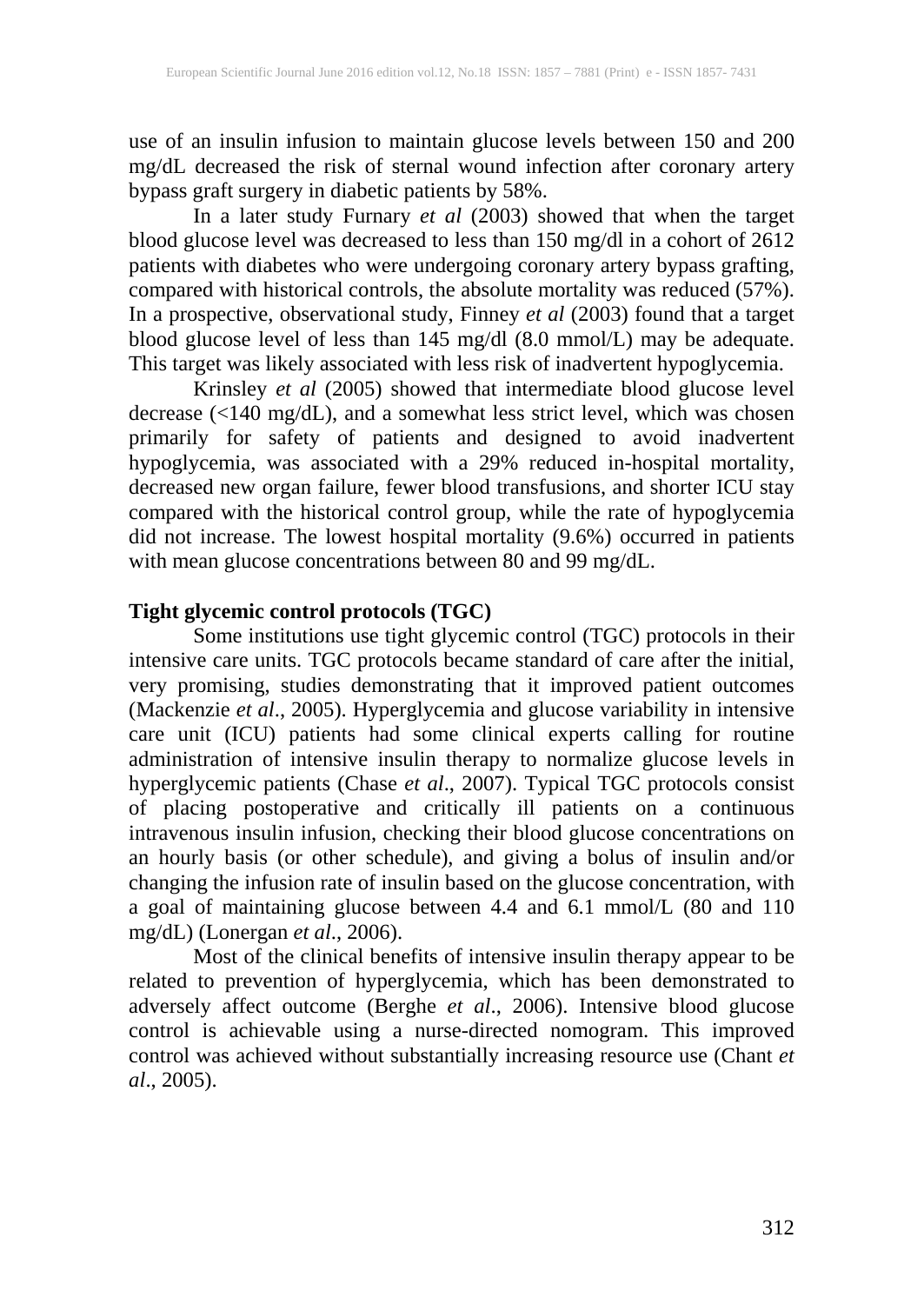use of an insulin infusion to maintain glucose levels between 150 and 200 mg/dL decreased the risk of sternal wound infection after coronary artery bypass graft surgery in diabetic patients by 58%.

In a later study Furnary *et al* (2003) showed that when the target blood glucose level was decreased to less than 150 mg/dl in a cohort of 2612 patients with diabetes who were undergoing coronary artery bypass grafting, compared with historical controls, the absolute mortality was reduced (57%). In a prospective, observational study, Finney *et al* (2003) found that a target blood glucose level of less than 145 mg/dl (8.0 mmol/L) may be adequate. This target was likely associated with less risk of inadvertent hypoglycemia.

Krinsley *et al* (2005) showed that intermediate blood glucose level decrease (<140 mg/dL), and a somewhat less strict level, which was chosen primarily for safety of patients and designed to avoid inadvertent hypoglycemia, was associated with a 29% reduced in-hospital mortality, decreased new organ failure, fewer blood transfusions, and shorter ICU stay compared with the historical control group, while the rate of hypoglycemia did not increase. The lowest hospital mortality (9.6%) occurred in patients with mean glucose concentrations between 80 and 99 mg/dL.

**Tight glycemic control protocols (TGC)**

Some institutions use tight glycemic control (TGC) protocols in their intensive care units. TGC protocols became standard of care after the initial, very promising, studies demonstrating that it improved patient outcomes (Mackenzie *et al*., 2005). Hyperglycemia and glucose variability in intensive care unit (ICU) patients had some clinical experts calling for routine administration of intensive insulin therapy to normalize glucose levels in hyperglycemic patients (Chase *et al*., 2007). Typical TGC protocols consist of placing postoperative and critically ill patients on a continuous intravenous insulin infusion, checking their blood glucose concentrations on an hourly basis (or other schedule), and giving a bolus of insulin and/or changing the infusion rate of insulin based on the glucose concentration, with a goal of maintaining glucose between 4.4 and 6.1 mmol/L (80 and 110 mg/dL) (Lonergan *et al*., 2006).

Most of the clinical benefits of intensive insulin therapy appear to be related to prevention of hyperglycemia, which has been demonstrated to adversely affect outcome (Berghe *et al*., 2006). Intensive blood glucose control is achievable using a nurse-directed nomogram. This improved control was achieved without substantially increasing resource use (Chant *et al*., 2005).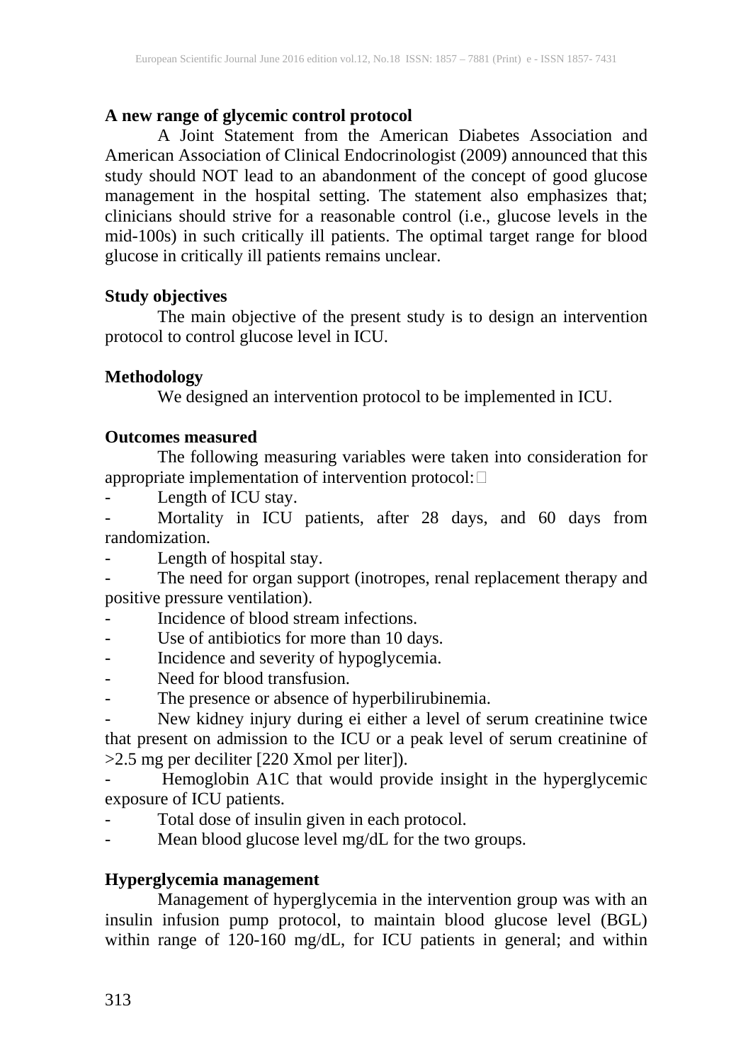**A new range of glycemic control protocol**

A Joint Statement from the American Diabetes Association and American Association of Clinical Endocrinologist (2009) announced that this study should NOT lead to an abandonment of the concept of good glucose management in the hospital setting. The statement also emphasizes that; clinicians should strive for a reasonable control (i.e., glucose levels in the mid-100s) in such critically ill patients. The optimal target range for blood glucose in critically ill patients remains unclear.

**Study objectives**

The main objective of the present study is to design an intervention protocol to control glucose level in ICU.

**Methodology**

We designed an intervention protocol to be implemented in ICU.

**Outcomes measured**

The following measuring variables were taken into consideration for appropriate implementation of intervention protocol:

- Length of ICU stay.
- Mortality in ICU patients, after 28 days, and 60 days from randomization.
- Length of hospital stay.
- The need for organ support (inotropes, renal replacement therapy and positive pressure ventilation).
- Incidence of blood stream infections.
- Use of antibiotics for more than 10 days.
- Incidence and severity of hypoglycemia.
- Need for blood transfusion.
- The presence or absence of hyperbilirubinemia.
- New kidney injury during ei either a level of serum creatinine twice that present on admission to the ICU or a peak level of serum creatinine of >2.5 mg per deciliter [220 Xmol per liter]).
- Hemoglobin A1C that would provide insight in the hyperglycemic exposure of ICU patients.
- Total dose of insulin given in each protocol.
- Mean blood glucose level mg/dL for the two groups.

**Hyperglycemia management**

Management of hyperglycemia in the intervention group was with an insulin infusion pump protocol, to maintain blood glucose level (BGL) within range of 120-160 mg/dL, for ICU patients in general; and within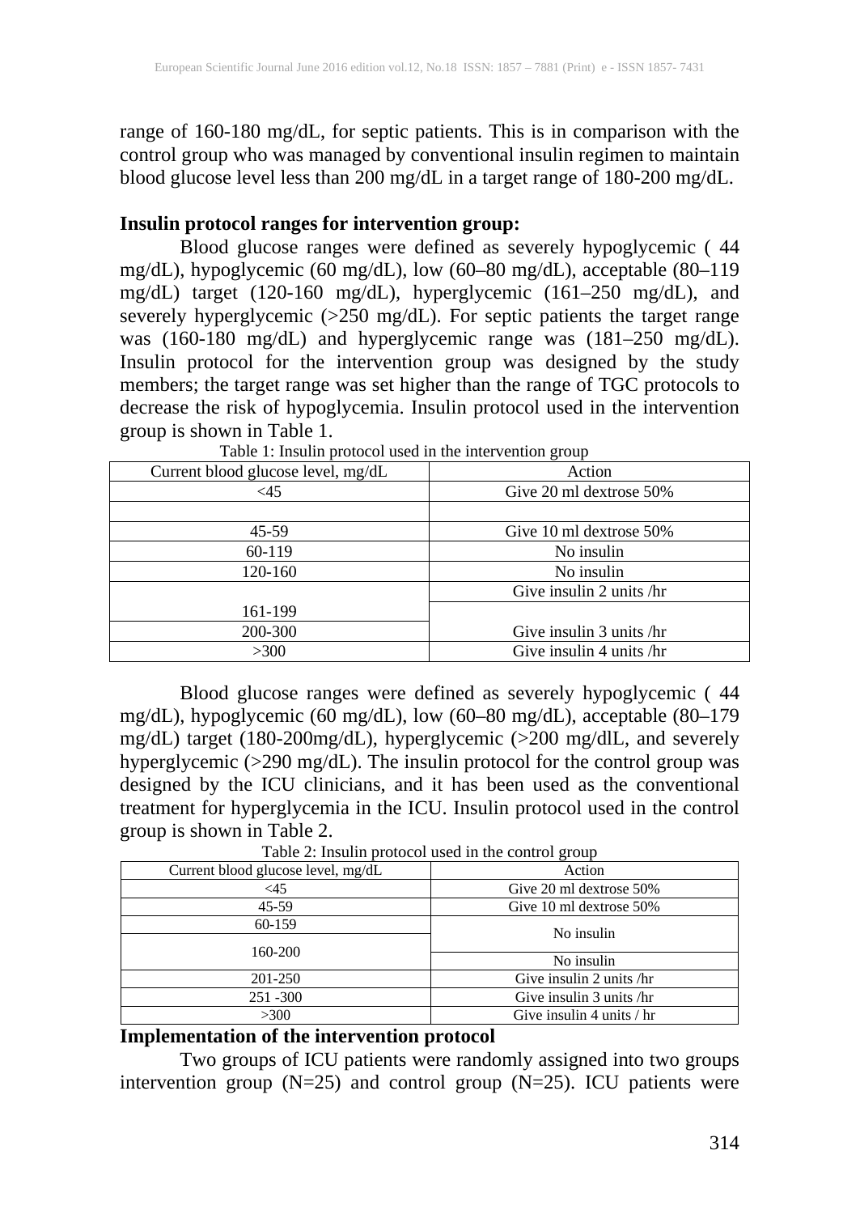range of 160-180 mg/dL, for septic patients. This is in comparison with the control group who was managed by conventional insulin regimen to maintain blood glucose level less than 200 mg/dL in a target range of 180-200 mg/dL.

**Insulin protocol ranges for intervention group:**

Blood glucose ranges were defined as severely hypoglycemic ( 44 mg/dL), hypoglycemic (60 mg/dL), low (60–80 mg/dL), acceptable (80–119 mg/dL) target (120-160 mg/dL), hyperglycemic (161–250 mg/dL), and severely hyperglycemic (>250 mg/dL). For septic patients the target range was (160-180 mg/dL) and hyperglycemic range was (181–250 mg/dL). Insulin protocol for the intervention group was designed by the study members; the target range was set higher than the range of TGC protocols to decrease the risk of hypoglycemia. Insulin protocol used in the intervention group is shown in Table 1.

Table 1: Insulin protocol used in the intervention group

| Current blood glucose level, mg/dL | Action |
|---|---|
| <45 | Give 20 ml dextrose 50% |
| | |
| 45-59 | Give 10 ml dextrose 50% |
| 60-119 | No insulin |
| 120-160 | No insulin |
| | Give insulin 2 units /hr |
| 161-199 | |
| 200-300 | Give insulin 3 units /hr |
| >300 | Give insulin 4 units /hr |

Blood glucose ranges were defined as severely hypoglycemic ( 44 mg/dL), hypoglycemic (60 mg/dL), low (60–80 mg/dL), acceptable (80–179 mg/dL) target (180-200mg/dL), hyperglycemic (>200 mg/dlL, and severely hyperglycemic (>290 mg/dL). The insulin protocol for the control group was designed by the ICU clinicians, and it has been used as the conventional treatment for hyperglycemia in the ICU. Insulin protocol used in the control group is shown in Table 2.

Table 2: Insulin protocol used in the control group

| Current blood glucose level, mg/dL | Action |
|---|---|
| <45 | Give 20 ml dextrose 50% |
| 45-59 | Give 10 ml dextrose 50% |
| 60-159 | No insulin |
| 160-200 | No insulin |
| 201-250 | Give insulin 2 units /hr |
| 251 -300 | Give insulin 3 units /hr |
| >300 | Give insulin 4 units / hr |

**Implementation of the intervention protocol**

Two groups of ICU patients were randomly assigned into two groups intervention group (N=25) and control group (N=25). ICU patients were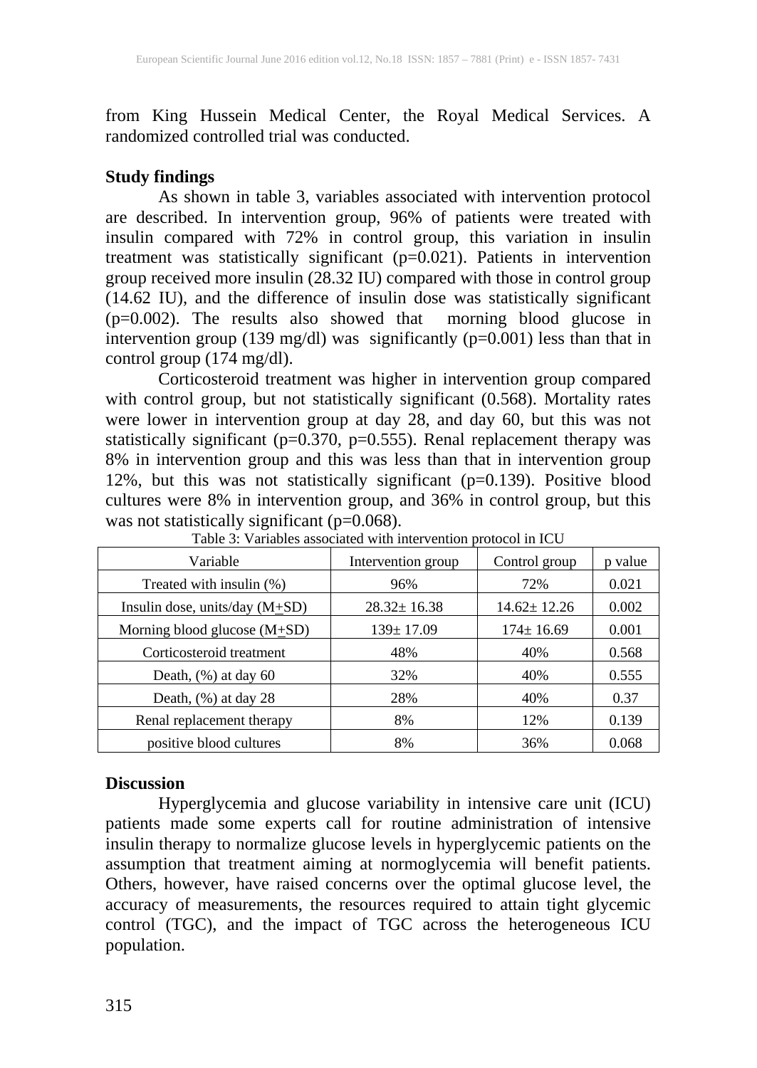from King Hussein Medical Center, the Royal Medical Services. A randomized controlled trial was conducted.

**Study findings**

As shown in table 3, variables associated with intervention protocol are described. In intervention group, 96% of patients were treated with insulin compared with 72% in control group, this variation in insulin treatment was statistically significant (p=0.021). Patients in intervention group received more insulin (28.32 IU) compared with those in control group (14.62 IU), and the difference of insulin dose was statistically significant (p=0.002). The results also showed that morning blood glucose in intervention group (139 mg/dl) was significantly (p=0.001) less than that in control group (174 mg/dl).

Corticosteroid treatment was higher in intervention group compared with control group, but not statistically significant (0.568). Mortality rates were lower in intervention group at day 28, and day 60, but this was not statistically significant (p=0.370, p=0.555). Renal replacement therapy was 8% in intervention group and this was less than that in intervention group 12%, but this was not statistically significant (p=0.139). Positive blood cultures were 8% in intervention group, and 36% in control group, but this was not statistically significant (p=0.068).

Table 3: Variables associated with intervention protocol in ICU

| Variable | Intervention group | Control group | p value |
|---|---|---|---|
| Treated with insulin (%) | 96% | 72% | 0.021 |
| Insulin dose, units/day (M±SD) | 28.32± 16.38 | 14.62± 12.26 | 0.002 |
| Morning blood glucose (M±SD) | 139± 17.09 | 174± 16.69 | 0.001 |
| Corticosteroid treatment | 48% | 40% | 0.568 |
| Death, (%) at day 60 | 32% | 40% | 0.555 |
| Death, (%) at day 28 | 28% | 40% | 0.37 |
| Renal replacement therapy | 8% | 12% | 0.139 |
| positive blood cultures | 8% | 36% | 0.068 |

**Discussion**

Hyperglycemia and glucose variability in intensive care unit (ICU) patients made some experts call for routine administration of intensive insulin therapy to normalize glucose levels in hyperglycemic patients on the assumption that treatment aiming at normoglycemia will benefit patients. Others, however, have raised concerns over the optimal glucose level, the accuracy of measurements, the resources required to attain tight glycemic control (TGC), and the impact of TGC across the heterogeneous ICU population.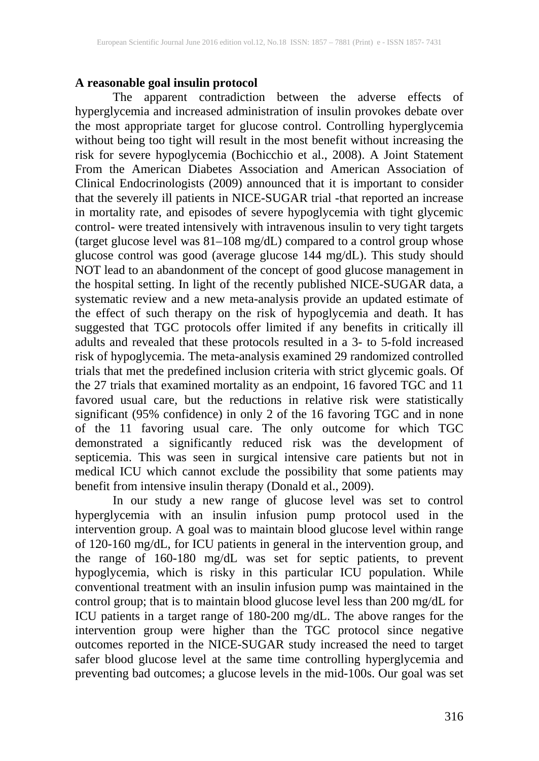**A reasonable goal insulin protocol**

The apparent contradiction between the adverse effects of hyperglycemia and increased administration of insulin provokes debate over the most appropriate target for glucose control. Controlling hyperglycemia without being too tight will result in the most benefit without increasing the risk for severe hypoglycemia (Bochicchio et al., 2008). A Joint Statement From the American Diabetes Association and American Association of Clinical Endocrinologists (2009) announced that it is important to consider that the severely ill patients in NICE-SUGAR trial -that reported an increase in mortality rate, and episodes of severe hypoglycemia with tight glycemic control- were treated intensively with intravenous insulin to very tight targets (target glucose level was 81–108 mg/dL) compared to a control group whose glucose control was good (average glucose 144 mg/dL). This study should NOT lead to an abandonment of the concept of good glucose management in the hospital setting. In light of the recently published NICE-SUGAR data, a systematic review and a new meta-analysis provide an updated estimate of the effect of such therapy on the risk of hypoglycemia and death. It has suggested that TGC protocols offer limited if any benefits in critically ill adults and revealed that these protocols resulted in a 3- to 5-fold increased risk of hypoglycemia. The meta-analysis examined 29 randomized controlled trials that met the predefined inclusion criteria with strict glycemic goals. Of the 27 trials that examined mortality as an endpoint, 16 favored TGC and 11 favored usual care, but the reductions in relative risk were statistically significant (95% confidence) in only 2 of the 16 favoring TGC and in none of the 11 favoring usual care. The only outcome for which TGC demonstrated a significantly reduced risk was the development of septicemia. This was seen in surgical intensive care patients but not in medical ICU which cannot exclude the possibility that some patients may benefit from intensive insulin therapy (Donald et al., 2009).

In our study a new range of glucose level was set to control hyperglycemia with an insulin infusion pump protocol used in the intervention group. A goal was to maintain blood glucose level within range of 120-160 mg/dL, for ICU patients in general in the intervention group, and the range of 160-180 mg/dL was set for septic patients, to prevent hypoglycemia, which is risky in this particular ICU population. While conventional treatment with an insulin infusion pump was maintained in the control group; that is to maintain blood glucose level less than 200 mg/dL for ICU patients in a target range of 180-200 mg/dL. The above ranges for the intervention group were higher than the TGC protocol since negative outcomes reported in the NICE-SUGAR study increased the need to target safer blood glucose level at the same time controlling hyperglycemia and preventing bad outcomes; a glucose levels in the mid-100s. Our goal was set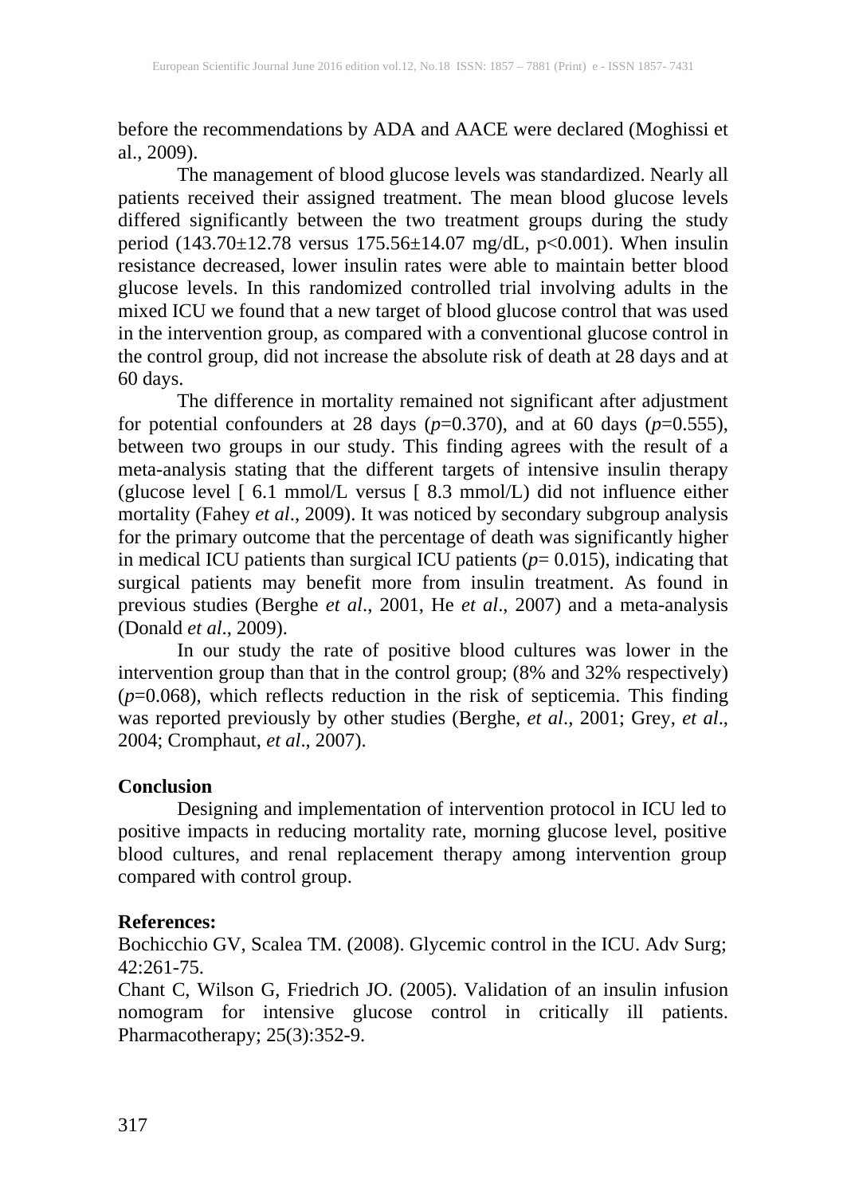before the recommendations by ADA and AACE were declared (Moghissi et al., 2009).

The management of blood glucose levels was standardized. Nearly all patients received their assigned treatment. The mean blood glucose levels differed significantly between the two treatment groups during the study period (143.70±12.78 versus 175.56±14.07 mg/dL, $p<0.001$). When insulin resistance decreased, lower insulin rates were able to maintain better blood glucose levels. In this randomized controlled trial involving adults in the mixed ICU we found that a new target of blood glucose control that was used in the intervention group, as compared with a conventional glucose control in the control group, did not increase the absolute risk of death at 28 days and at 60 days.

The difference in mortality remained not significant after adjustment for potential confounders at 28 days ($p$=0.370), and at 60 days ($p$=0.555), between two groups in our study. This finding agrees with the result of a meta-analysis stating that the different targets of intensive insulin therapy (glucose level [ 6.1 mmol/L versus [ 8.3 mmol/L) did not influence either mortality (Fahey *et al*., 2009). It was noticed by secondary subgroup analysis for the primary outcome that the percentage of death was significantly higher in medical ICU patients than surgical ICU patients ($p$= 0.015), indicating that surgical patients may benefit more from insulin treatment. As found in previous studies (Berghe *et al*., 2001, He *et al*., 2007) and a meta-analysis (Donald *et al*., 2009).

In our study the rate of positive blood cultures was lower in the intervention group than that in the control group; (8% and 32% respectively) ($p$=0.068), which reflects reduction in the risk of septicemia. This finding was reported previously by other studies (Berghe, *et al*., 2001; Grey, *et al*., 2004; Cromphaut, *et al*., 2007).

**Conclusion**

Designing and implementation of intervention protocol in ICU led to positive impacts in reducing mortality rate, morning glucose level, positive blood cultures, and renal replacement therapy among intervention group compared with control group.

**References:**

Bochicchio GV, Scalea TM. (2008). Glycemic control in the ICU. Adv Surg; 42:261-75.

Chant C, Wilson G, Friedrich JO. (2005). Validation of an insulin infusion nomogram for intensive glucose control in critically ill patients. Pharmacotherapy; 25(3):352-9.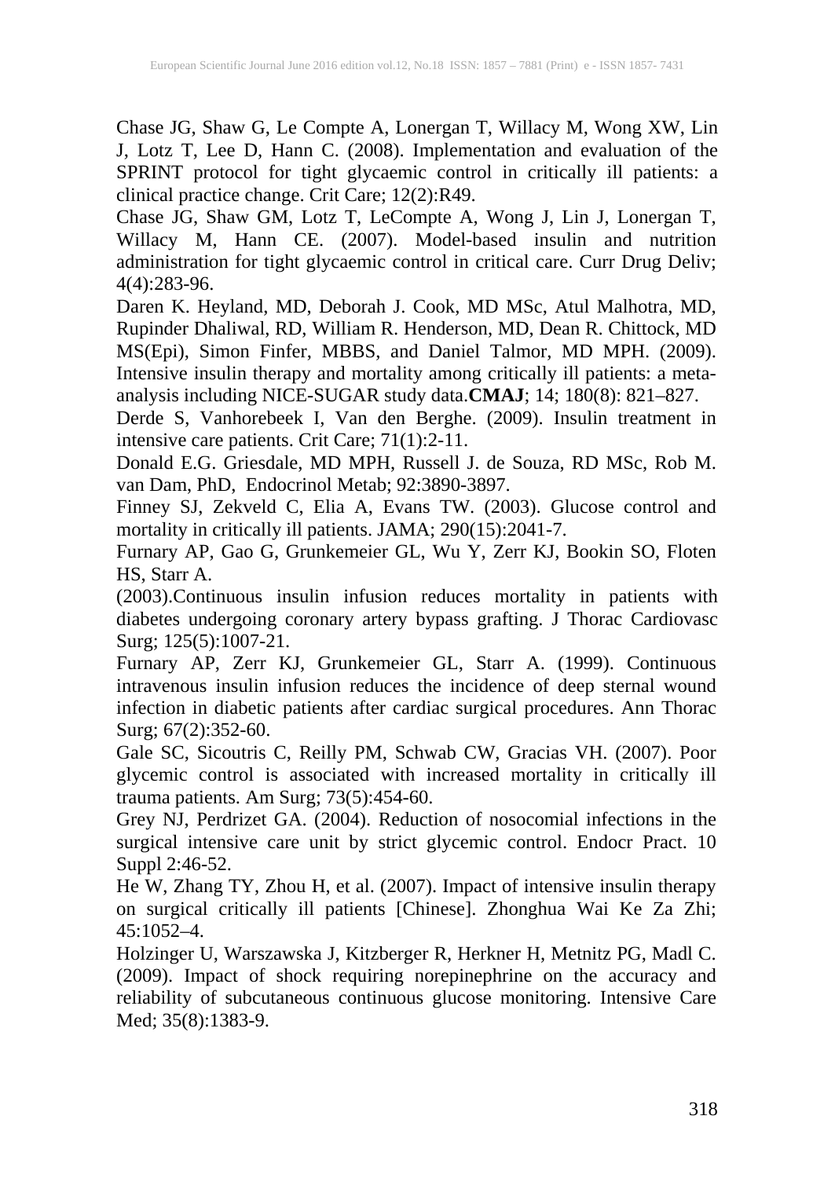Chase JG, Shaw G, Le Compte A, Lonergan T, Willacy M, Wong XW, Lin J, Lotz T, Lee D, Hann C. (2008). Implementation and evaluation of the SPRINT protocol for tight glycaemic control in critically ill patients: a clinical practice change. Crit Care; 12(2):R49.

Chase JG, Shaw GM, Lotz T, LeCompte A, Wong J, Lin J, Lonergan T, Willacy M, Hann CE. (2007). Model-based insulin and nutrition administration for tight glycaemic control in critical care. Curr Drug Deliv; 4(4):283-96.

Daren K. Heyland, MD, Deborah J. Cook, MD MSc, Atul Malhotra, MD, Rupinder Dhaliwal, RD, William R. Henderson, MD, Dean R. Chittock, MD MS(Epi), Simon Finfer, MBBS, and Daniel Talmor, MD MPH. (2009). Intensive insulin therapy and mortality among critically ill patients: a meta-analysis including NICE-SUGAR study data.**CMAJ**; 14; 180(8): 821–827.

Derde S, Vanhorebeek I, Van den Berghe. (2009). Insulin treatment in intensive care patients. Crit Care; 71(1):2-11.

Donald E.G. Griesdale, MD MPH, Russell J. de Souza, RD MSc, Rob M. van Dam, PhD, Endocrinol Metab; 92:3890-3897.

Finney SJ, Zekveld C, Elia A, Evans TW. (2003). Glucose control and mortality in critically ill patients. JAMA; 290(15):2041-7.

Furnary AP, Gao G, Grunkemeier GL, Wu Y, Zerr KJ, Bookin SO, Floten HS, Starr A.
(2003).Continuous insulin infusion reduces mortality in patients with diabetes undergoing coronary artery bypass grafting. J Thorac Cardiovasc Surg; 125(5):1007-21.

Furnary AP, Zerr KJ, Grunkemeier GL, Starr A. (1999). Continuous intravenous insulin infusion reduces the incidence of deep sternal wound infection in diabetic patients after cardiac surgical procedures. Ann Thorac Surg; 67(2):352-60.

Gale SC, Sicoutris C, Reilly PM, Schwab CW, Gracias VH. (2007). Poor glycemic control is associated with increased mortality in critically ill trauma patients. Am Surg; 73(5):454-60.

Grey NJ, Perdrizet GA. (2004). Reduction of nosocomial infections in the surgical intensive care unit by strict glycemic control. Endocr Pract. 10 Suppl 2:46-52.

He W, Zhang TY, Zhou H, et al. (2007). Impact of intensive insulin therapy on surgical critically ill patients [Chinese]. Zhonghua Wai Ke Za Zhi; 45:1052–4.

Holzinger U, Warszawska J, Kitzberger R, Herkner H, Metnitz PG, Madl C. (2009). Impact of shock requiring norepinephrine on the accuracy and reliability of subcutaneous continuous glucose monitoring. Intensive Care Med; 35(8):1383-9.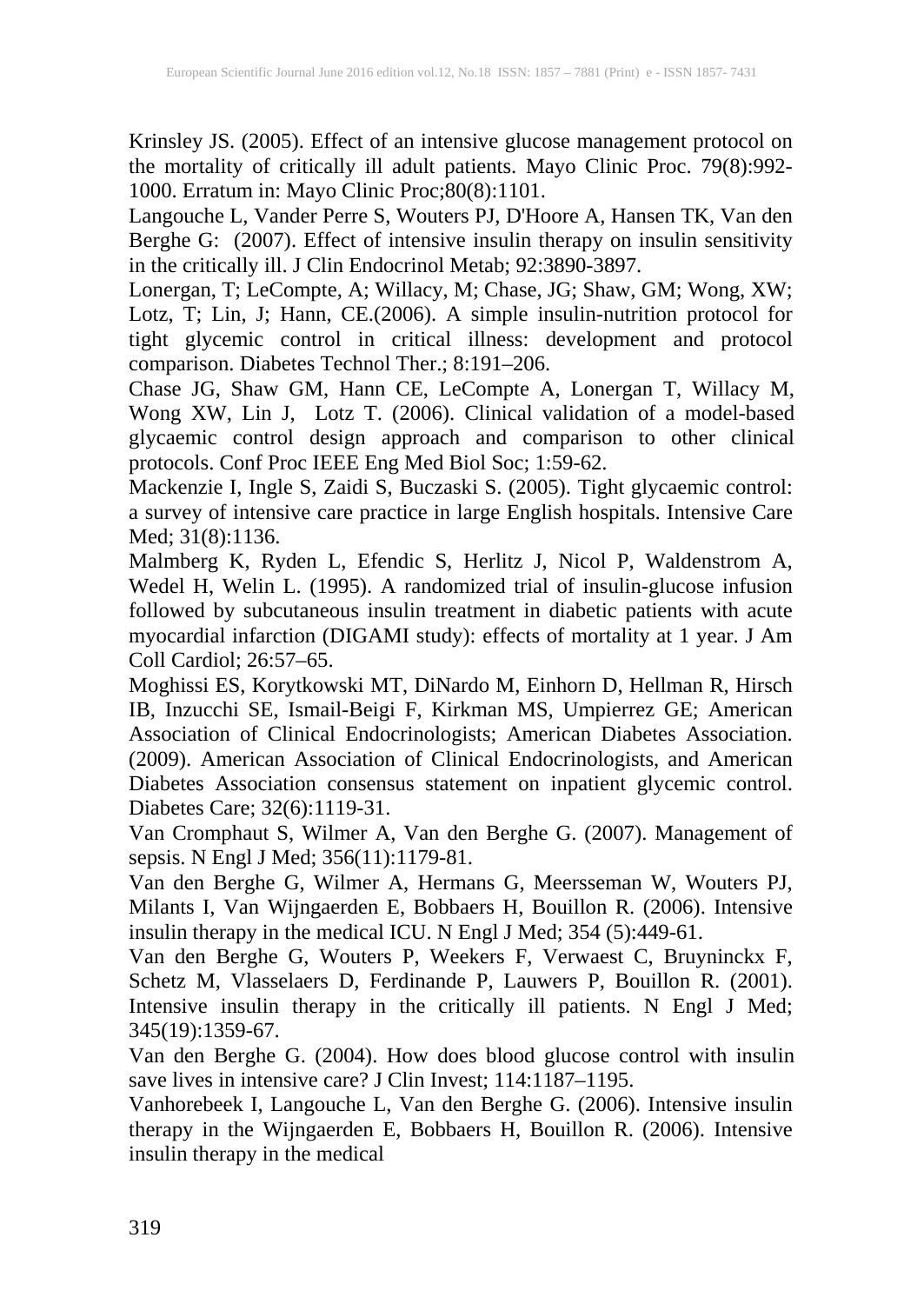Krinsley JS. (2005). Effect of an intensive glucose management protocol on the mortality of critically ill adult patients. Mayo Clinic Proc. 79(8):992-1000. Erratum in: Mayo Clinic Proc;80(8):1101.

Langouche L, Vander Perre S, Wouters PJ, D'Hoore A, Hansen TK, Van den Berghe G: (2007). Effect of intensive insulin therapy on insulin sensitivity in the critically ill. J Clin Endocrinol Metab; 92:3890-3897.

Lonergan, T; LeCompte, A; Willacy, M; Chase, JG; Shaw, GM; Wong, XW; Lotz, T; Lin, J; Hann, CE.(2006). A simple insulin-nutrition protocol for tight glycemic control in critical illness: development and protocol comparison. Diabetes Technol Ther.; 8:191–206.

Chase JG, Shaw GM, Hann CE, LeCompte A, Lonergan T, Willacy M, Wong XW, Lin J, Lotz T. (2006). Clinical validation of a model-based glycaemic control design approach and comparison to other clinical protocols. Conf Proc IEEE Eng Med Biol Soc; 1:59-62.

Mackenzie I, Ingle S, Zaidi S, Buczaski S. (2005). Tight glycaemic control: a survey of intensive care practice in large English hospitals. Intensive Care Med; 31(8):1136.

Malmberg K, Ryden L, Efendic S, Herlitz J, Nicol P, Waldenstrom A, Wedel H, Welin L. (1995). A randomized trial of insulin-glucose infusion followed by subcutaneous insulin treatment in diabetic patients with acute myocardial infarction (DIGAMI study): effects of mortality at 1 year. J Am Coll Cardiol; 26:57–65.

Moghissi ES, Korytkowski MT, DiNardo M, Einhorn D, Hellman R, Hirsch IB, Inzucchi SE, Ismail-Beigi F, Kirkman MS, Umpierrez GE; American Association of Clinical Endocrinologists; American Diabetes Association. (2009). American Association of Clinical Endocrinologists, and American Diabetes Association consensus statement on inpatient glycemic control. Diabetes Care; 32(6):1119-31.

Van Cromphaut S, Wilmer A, Van den Berghe G. (2007). Management of sepsis. N Engl J Med; 356(11):1179-81.

Van den Berghe G, Wilmer A, Hermans G, Meersseman W, Wouters PJ, Milants I, Van Wijngaerden E, Bobbaers H, Bouillon R. (2006). Intensive insulin therapy in the medical ICU. N Engl J Med; 354 (5):449-61.

Van den Berghe G, Wouters P, Weekers F, Verwaest C, Bruyninckx F, Schetz M, Vlasselaers D, Ferdinande P, Lauwers P, Bouillon R. (2001). Intensive insulin therapy in the critically ill patients. N Engl J Med; 345(19):1359-67.

Van den Berghe G. (2004). How does blood glucose control with insulin save lives in intensive care? J Clin Invest; 114:1187–1195.

Vanhorebeek I, Langouche L, Van den Berghe G. (2006). Intensive insulin therapy in the Wijngaerden E, Bobbaers H, Bouillon R. (2006). Intensive insulin therapy in the medical